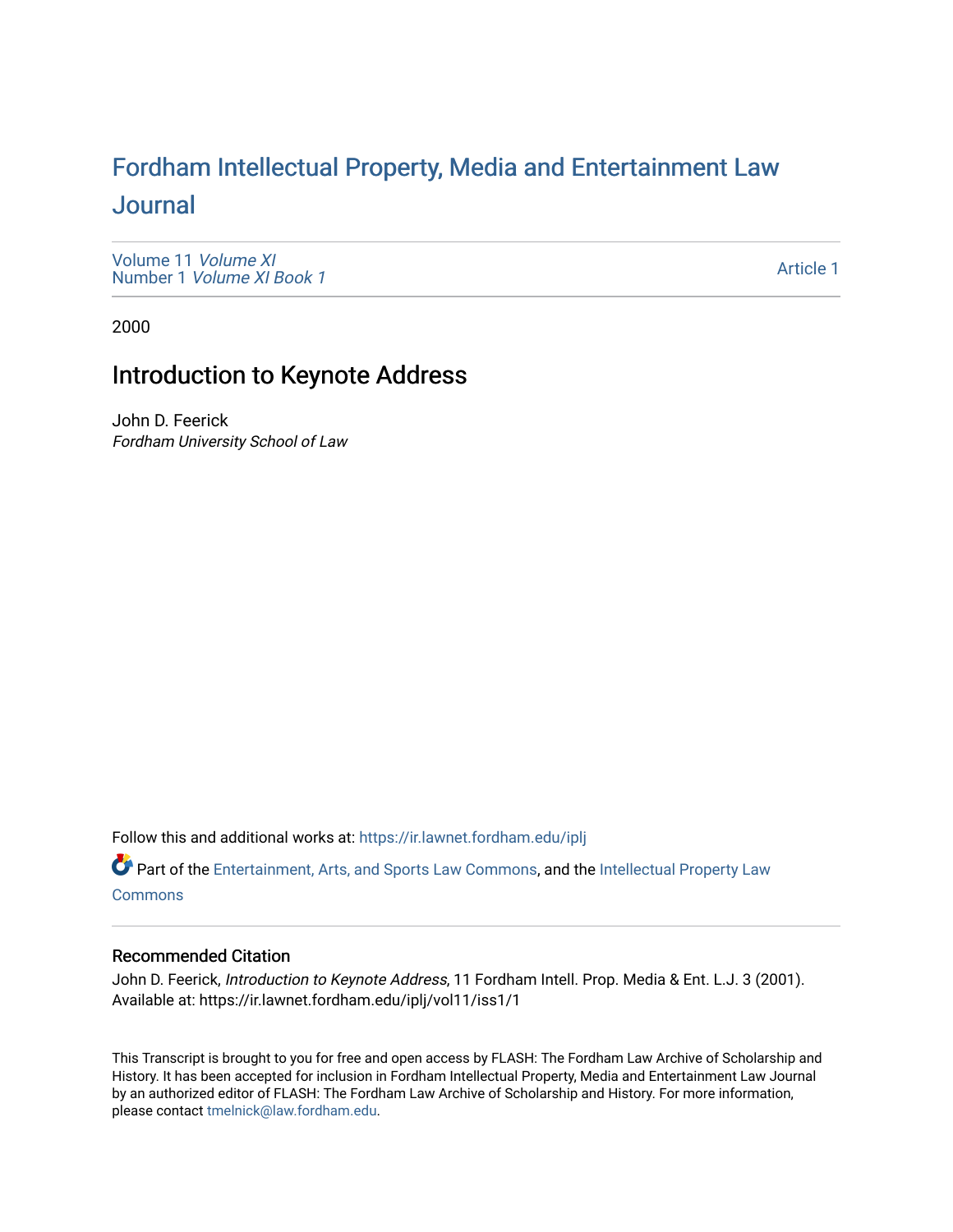# Fordham Intellectual Property, Media and Entertainment Law Journal

Volume 11 *Volume XI*
Number 1 *Volume XI Book 1*

Article 1

2000

## Introduction to Keynote Address

John D. Feerick
*Fordham University School of Law*

Follow this and additional works at: https://ir.lawnet.fordham.edu/iplj

Part of the Entertainment, Arts, and Sports Law Commons, and the Intellectual Property Law Commons

### Recommended Citation

John D. Feerick, *Introduction to Keynote Address*, 11 Fordham Intell. Prop. Media & Ent. L.J. 3 (2001).
Available at: https://ir.lawnet.fordham.edu/iplj/vol11/iss1/1

This Transcript is brought to you for free and open access by FLASH: The Fordham Law Archive of Scholarship and History. It has been accepted for inclusion in Fordham Intellectual Property, Media and Entertainment Law Journal by an authorized editor of FLASH: The Fordham Law Archive of Scholarship and History. For more information, please contact tmelnick@law.fordham.edu.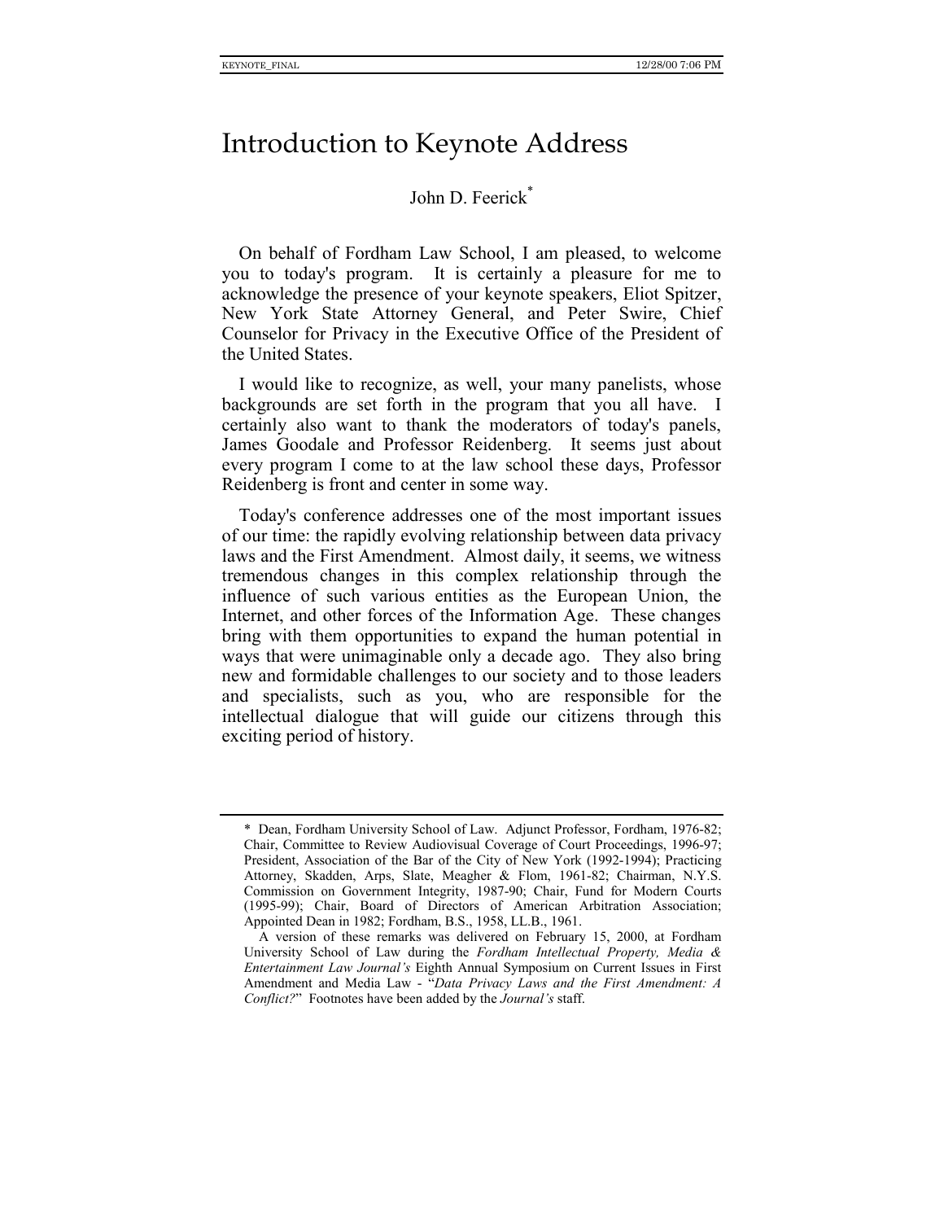# Introduction to Keynote Address

John D. Feerick*

On behalf of Fordham Law School, I am pleased, to welcome you to today's program. It is certainly a pleasure for me to acknowledge the presence of your keynote speakers, Eliot Spitzer, New York State Attorney General, and Peter Swire, Chief Counselor for Privacy in the Executive Office of the President of the United States.

I would like to recognize, as well, your many panelists, whose backgrounds are set forth in the program that you all have. I certainly also want to thank the moderators of today's panels, James Goodale and Professor Reidenberg. It seems just about every program I come to at the law school these days, Professor Reidenberg is front and center in some way.

Today's conference addresses one of the most important issues of our time: the rapidly evolving relationship between data privacy laws and the First Amendment. Almost daily, it seems, we witness tremendous changes in this complex relationship through the influence of such various entities as the European Union, the Internet, and other forces of the Information Age. These changes bring with them opportunities to expand the human potential in ways that were unimaginable only a decade ago. They also bring new and formidable challenges to our society and to those leaders and specialists, such as you, who are responsible for the intellectual dialogue that will guide our citizens through this exciting period of history.

---

* Dean, Fordham University School of Law. Adjunct Professor, Fordham, 1976-82; Chair, Committee to Review Audiovisual Coverage of Court Proceedings, 1996-97; President, Association of the Bar of the City of New York (1992-1994); Practicing Attorney, Skadden, Arps, Slate, Meagher & Flom, 1961-82; Chairman, N.Y.S. Commission on Government Integrity, 1987-90; Chair, Fund for Modern Courts (1995-99); Chair, Board of Directors of American Arbitration Association; Appointed Dean in 1982; Fordham, B.S., 1958, LL.B., 1961.

A version of these remarks was delivered on February 15, 2000, at Fordham University School of Law during the *Fordham Intellectual Property, Media & Entertainment Law Journal's* Eighth Annual Symposium on Current Issues in First Amendment and Media Law - "*Data Privacy Laws and the First Amendment: A Conflict?*" Footnotes have been added by the *Journal's* staff.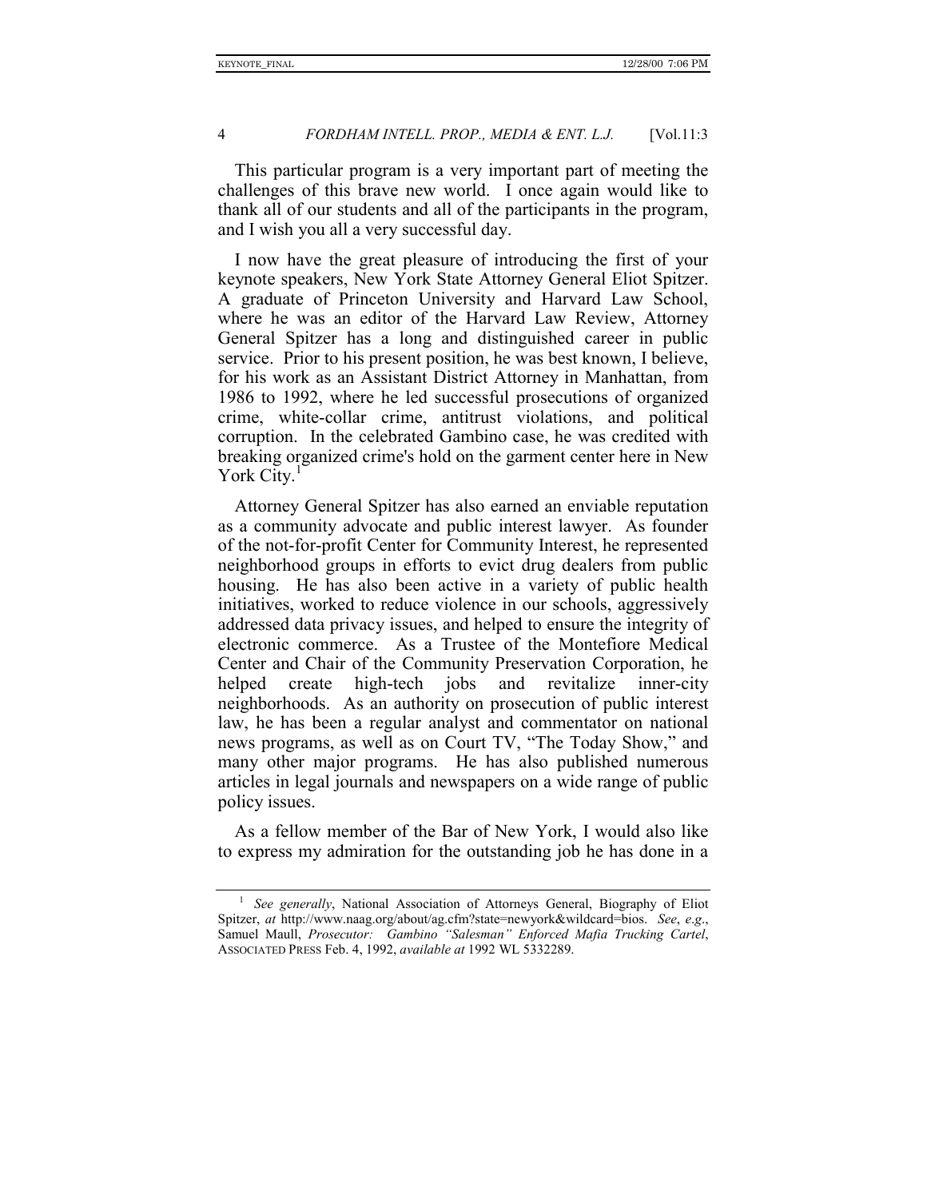This particular program is a very important part of meeting the challenges of this brave new world. I once again would like to thank all of our students and all of the participants in the program, and I wish you all a very successful day.

I now have the great pleasure of introducing the first of your keynote speakers, New York State Attorney General Eliot Spitzer. A graduate of Princeton University and Harvard Law School, where he was an editor of the Harvard Law Review, Attorney General Spitzer has a long and distinguished career in public service. Prior to his present position, he was best known, I believe, for his work as an Assistant District Attorney in Manhattan, from 1986 to 1992, where he led successful prosecutions of organized crime, white-collar crime, antitrust violations, and political corruption. In the celebrated Gambino case, he was credited with breaking organized crime's hold on the garment center here in New York City.[1]

Attorney General Spitzer has also earned an enviable reputation as a community advocate and public interest lawyer. As founder of the not-for-profit Center for Community Interest, he represented neighborhood groups in efforts to evict drug dealers from public housing. He has also been active in a variety of public health initiatives, worked to reduce violence in our schools, aggressively addressed data privacy issues, and helped to ensure the integrity of electronic commerce. As a Trustee of the Montefiore Medical Center and Chair of the Community Preservation Corporation, he helped create high-tech jobs and revitalize inner-city neighborhoods. As an authority on prosecution of public interest law, he has been a regular analyst and commentator on national news programs, as well as on Court TV, "The Today Show," and many other major programs. He has also published numerous articles in legal journals and newspapers on a wide range of public policy issues.

As a fellow member of the Bar of New York, I would also like to express my admiration for the outstanding job he has done in a

---

[1] *See generally*, National Association of Attorneys General, Biography of Eliot Spitzer, *at* http://www.naag.org/about/ag.cfm?state=newyork&wildcard=bios. *See*, *e.g*., Samuel Maull, *Prosecutor: Gambino "Salesman" Enforced Mafia Trucking Cartel*, ASSOCIATED PRESS Feb. 4, 1992, *available at* 1992 WL 5332289.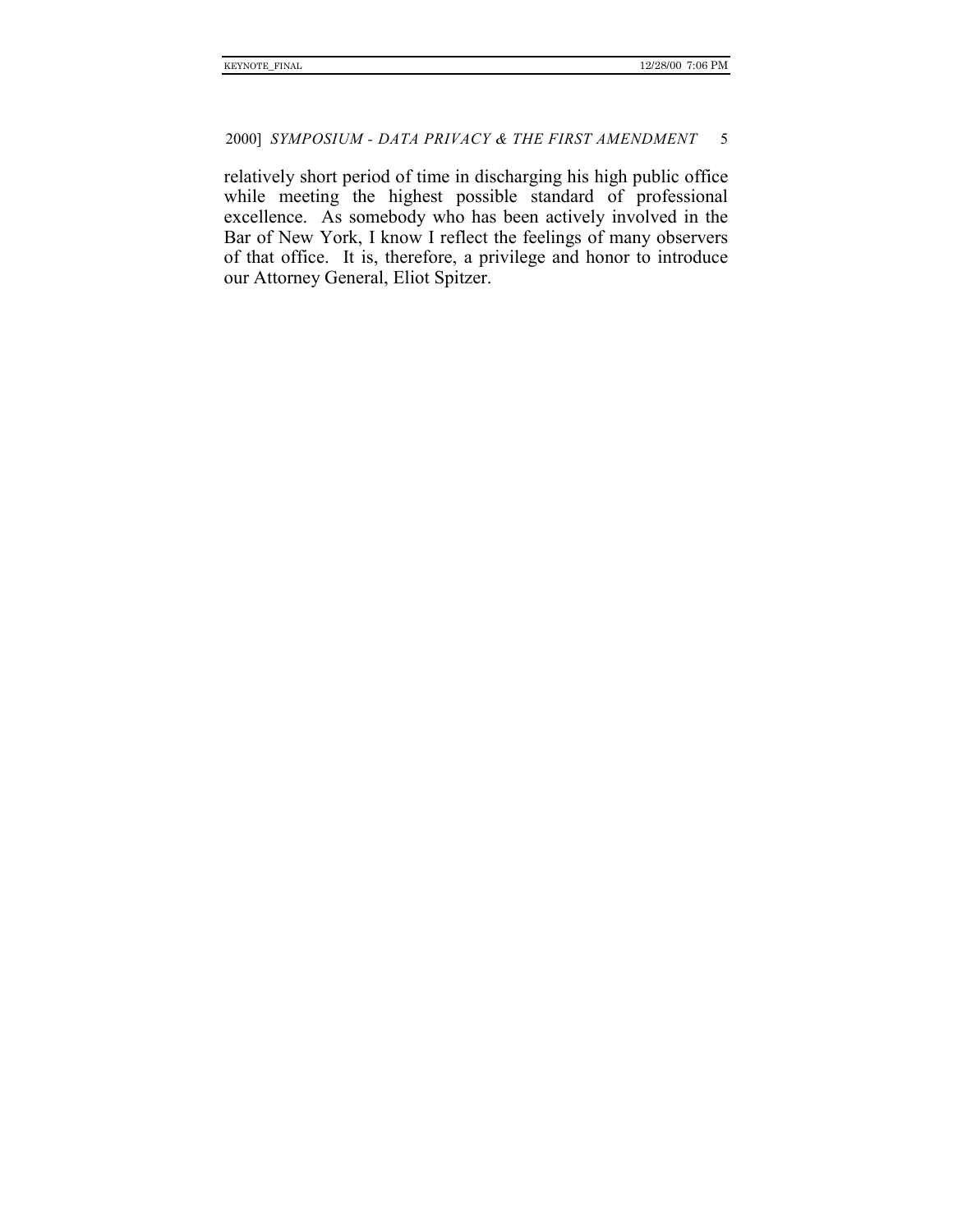relatively short period of time in discharging his high public office while meeting the highest possible standard of professional excellence. As somebody who has been actively involved in the Bar of New York, I know I reflect the feelings of many observers of that office. It is, therefore, a privilege and honor to introduce our Attorney General, Eliot Spitzer.